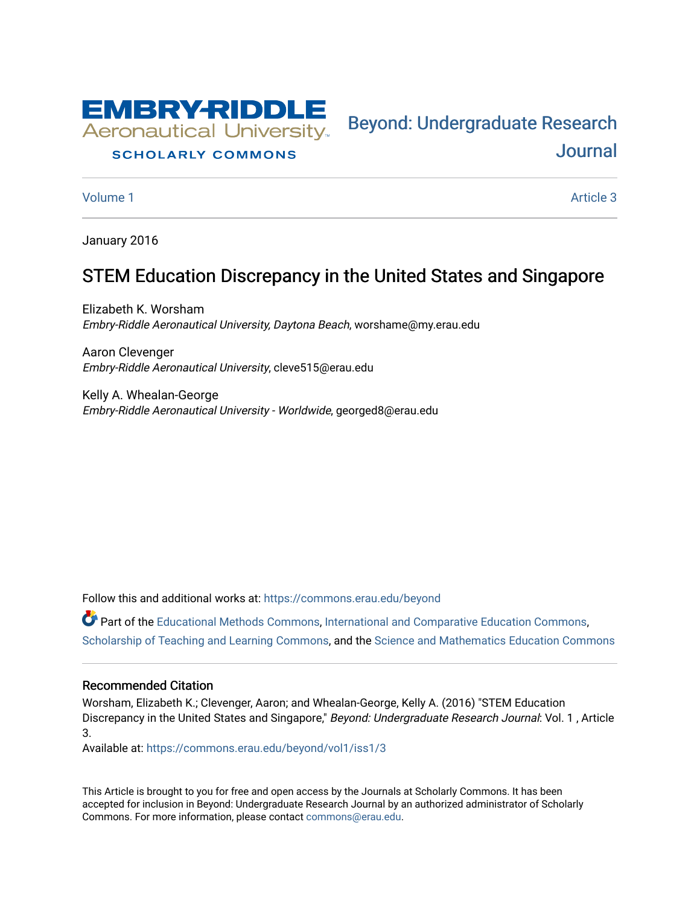Embry-Riddle Aeronautical University
SCHOLARLY COMMONS

Beyond: Undergraduate Research Journal

Volume 1 | Article 3

January 2016

# STEM Education Discrepancy in the United States and Singapore

Elizabeth K. Worsham
*Embry-Riddle Aeronautical University, Daytona Beach*, worshame@my.erau.edu

Aaron Clevenger
*Embry-Riddle Aeronautical University*, cleve515@erau.edu

Kelly A. Whealan-George
*Embry-Riddle Aeronautical University - Worldwide*, georged8@erau.edu

Follow this and additional works at: https://commons.erau.edu/beyond

Part of the Educational Methods Commons, International and Comparative Education Commons, Scholarship of Teaching and Learning Commons, and the Science and Mathematics Education Commons

### Recommended Citation

Worsham, Elizabeth K.; Clevenger, Aaron; and Whealan-George, Kelly A. (2016) "STEM Education Discrepancy in the United States and Singapore," *Beyond: Undergraduate Research Journal*: Vol. 1 , Article 3.

Available at: https://commons.erau.edu/beyond/vol1/iss1/3

This Article is brought to you for free and open access by the Journals at Scholarly Commons. It has been accepted for inclusion in Beyond: Undergraduate Research Journal by an authorized administrator of Scholarly Commons. For more information, please contact commons@erau.edu.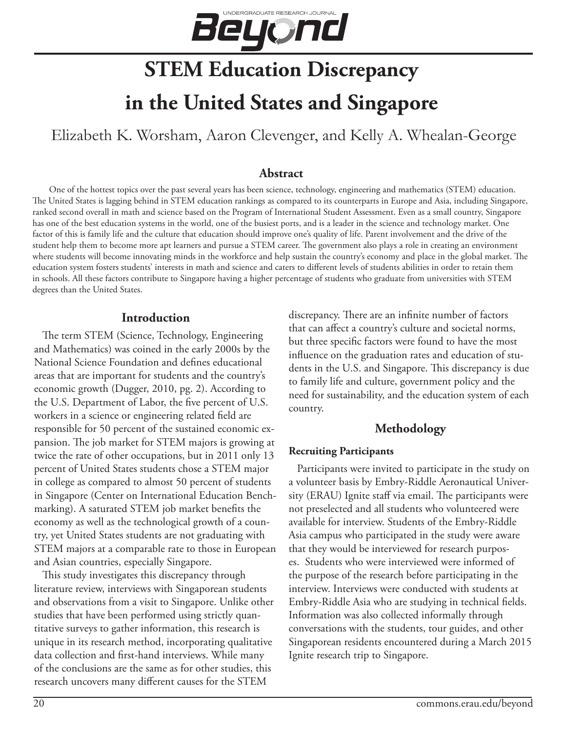# STEM Education Discrepancy in the United States and Singapore

Elizabeth K. Worsham, Aaron Clevenger, and Kelly A. Whealan-George

## Abstract

One of the hottest topics over the past several years has been science, technology, engineering and mathematics (STEM) education. The United States is lagging behind in STEM education rankings as compared to its counterparts in Europe and Asia, including Singapore, ranked second overall in math and science based on the Program of International Student Assessment. Even as a small country, Singapore has one of the best education systems in the world, one of the busiest ports, and is a leader in the science and technology market. One factor of this is family life and the culture that education should improve one's quality of life. Parent involvement and the drive of the student help them to become more apt learners and pursue a STEM career. The government also plays a role in creating an environment where students will become innovating minds in the workforce and help sustain the country's economy and place in the global market. The education system fosters students' interests in math and science and caters to different levels of students abilities in order to retain them in schools. All these factors contribute to Singapore having a higher percentage of students who graduate from universities with STEM degrees than the United States.

## Introduction

The term STEM (Science, Technology, Engineering and Mathematics) was coined in the early 2000s by the National Science Foundation and defines educational areas that are important for students and the country's economic growth (Dugger, 2010, pg. 2). According to the U.S. Department of Labor, the five percent of U.S. workers in a science or engineering related field are responsible for 50 percent of the sustained economic expansion. The job market for STEM majors is growing at twice the rate of other occupations, but in 2011 only 13 percent of United States students chose a STEM major in college as compared to almost 50 percent of students in Singapore (Center on International Education Benchmarking). A saturated STEM job market benefits the economy as well as the technological growth of a country, yet United States students are not graduating with STEM majors at a comparable rate to those in European and Asian countries, especially Singapore.

This study investigates this discrepancy through literature review, interviews with Singaporean students and observations from a visit to Singapore. Unlike other studies that have been performed using strictly quantitative surveys to gather information, this research is unique in its research method, incorporating qualitative data collection and first-hand interviews. While many of the conclusions are the same as for other studies, this research uncovers many different causes for the STEM discrepancy. There are an infinite number of factors that can affect a country's culture and societal norms, but three specific factors were found to have the most influence on the graduation rates and education of students in the U.S. and Singapore. This discrepancy is due to family life and culture, government policy and the need for sustainability, and the education system of each country.

## Methodology

### Recruiting Participants

Participants were invited to participate in the study on a volunteer basis by Embry-Riddle Aeronautical University (ERAU) Ignite staff via email. The participants were not preselected and all students who volunteered were available for interview. Students of the Embry-Riddle Asia campus who participated in the study were aware that they would be interviewed for research purposes. Students who were interviewed were informed of the purpose of the research before participating in the interview. Interviews were conducted with students at Embry-Riddle Asia who are studying in technical fields. Information was also collected informally through conversations with the students, tour guides, and other Singaporean residents encountered during a March 2015 Ignite research trip to Singapore.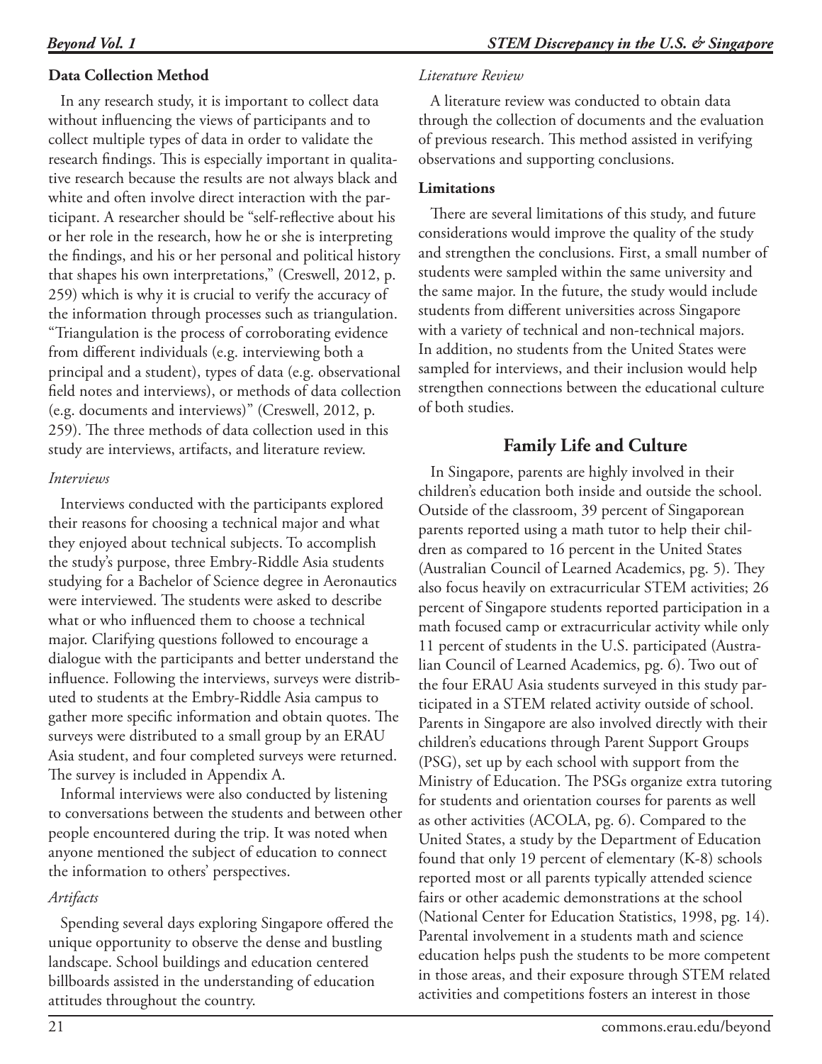### Data Collection Method

In any research study, it is important to collect data without influencing the views of participants and to collect multiple types of data in order to validate the research findings. This is especially important in qualitative research because the results are not always black and white and often involve direct interaction with the participant. A researcher should be "self-reflective about his or her role in the research, how he or she is interpreting the findings, and his or her personal and political history that shapes his own interpretations," (Creswell, 2012, p. 259) which is why it is crucial to verify the accuracy of the information through processes such as triangulation. "Triangulation is the process of corroborating evidence from different individuals (e.g. interviewing both a principal and a student), types of data (e.g. observational field notes and interviews), or methods of data collection (e.g. documents and interviews)" (Creswell, 2012, p. 259). The three methods of data collection used in this study are interviews, artifacts, and literature review.

*Interviews*

Interviews conducted with the participants explored their reasons for choosing a technical major and what they enjoyed about technical subjects. To accomplish the study's purpose, three Embry-Riddle Asia students studying for a Bachelor of Science degree in Aeronautics were interviewed. The students were asked to describe what or who influenced them to choose a technical major. Clarifying questions followed to encourage a dialogue with the participants and better understand the influence. Following the interviews, surveys were distributed to students at the Embry-Riddle Asia campus to gather more specific information and obtain quotes. The surveys were distributed to a small group by an ERAU Asia student, and four completed surveys were returned. The survey is included in Appendix A.

Informal interviews were also conducted by listening to conversations between the students and between other people encountered during the trip. It was noted when anyone mentioned the subject of education to connect the information to others' perspectives.

*Artifacts*

Spending several days exploring Singapore offered the unique opportunity to observe the dense and bustling landscape. School buildings and education centered billboards assisted in the understanding of education attitudes throughout the country.

*Literature Review*

A literature review was conducted to obtain data through the collection of documents and the evaluation of previous research. This method assisted in verifying observations and supporting conclusions.

### Limitations

There are several limitations of this study, and future considerations would improve the quality of the study and strengthen the conclusions. First, a small number of students were sampled within the same university and the same major. In the future, the study would include students from different universities across Singapore with a variety of technical and non-technical majors. In addition, no students from the United States were sampled for interviews, and their inclusion would help strengthen connections between the educational culture of both studies.

## Family Life and Culture

In Singapore, parents are highly involved in their children's education both inside and outside the school. Outside of the classroom, 39 percent of Singaporean parents reported using a math tutor to help their children as compared to 16 percent in the United States (Australian Council of Learned Academics, pg. 5). They also focus heavily on extracurricular STEM activities; 26 percent of Singapore students reported participation in a math focused camp or extracurricular activity while only 11 percent of students in the U.S. participated (Australian Council of Learned Academics, pg. 6). Two out of the four ERAU Asia students surveyed in this study participated in a STEM related activity outside of school. Parents in Singapore are also involved directly with their children's educations through Parent Support Groups (PSG), set up by each school with support from the Ministry of Education. The PSGs organize extra tutoring for students and orientation courses for parents as well as other activities (ACOLA, pg. 6). Compared to the United States, a study by the Department of Education found that only 19 percent of elementary (K-8) schools reported most or all parents typically attended science fairs or other academic demonstrations at the school (National Center for Education Statistics, 1998, pg. 14). Parental involvement in a students math and science education helps push the students to be more competent in those areas, and their exposure through STEM related activities and competitions fosters an interest in those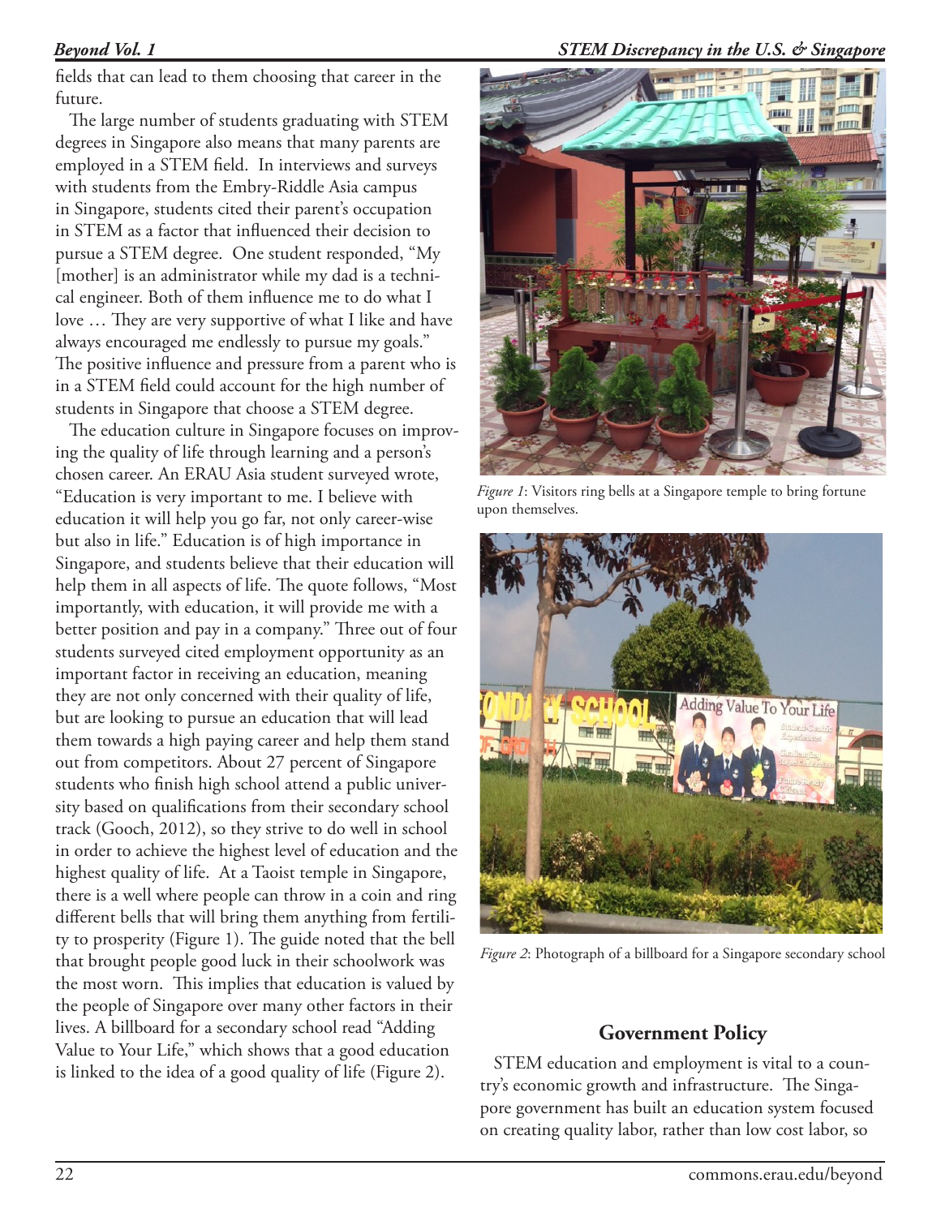fields that can lead to them choosing that career in the future.

The large number of students graduating with STEM degrees in Singapore also means that many parents are employed in a STEM field. In interviews and surveys with students from the Embry-Riddle Asia campus in Singapore, students cited their parent's occupation in STEM as a factor that influenced their decision to pursue a STEM degree. One student responded, "My [mother] is an administrator while my dad is a technical engineer. Both of them influence me to do what I love … They are very supportive of what I like and have always encouraged me endlessly to pursue my goals." The positive influence and pressure from a parent who is in a STEM field could account for the high number of students in Singapore that choose a STEM degree.

The education culture in Singapore focuses on improving the quality of life through learning and a person's chosen career. An ERAU Asia student surveyed wrote, "Education is very important to me. I believe with education it will help you go far, not only career-wise but also in life." Education is of high importance in Singapore, and students believe that their education will help them in all aspects of life. The quote follows, "Most importantly, with education, it will provide me with a better position and pay in a company." Three out of four students surveyed cited employment opportunity as an important factor in receiving an education, meaning they are not only concerned with their quality of life, but are looking to pursue an education that will lead them towards a high paying career and help them stand out from competitors. About 27 percent of Singapore students who finish high school attend a public university based on qualifications from their secondary school track (Gooch, 2012), so they strive to do well in school in order to achieve the highest level of education and the highest quality of life. At a Taoist temple in Singapore, there is a well where people can throw in a coin and ring different bells that will bring them anything from fertility to prosperity (Figure 1). The guide noted that the bell that brought people good luck in their schoolwork was the most worn. This implies that education is valued by the people of Singapore over many other factors in their lives. A billboard for a secondary school read "Adding Value to Your Life," which shows that a good education is linked to the idea of a good quality of life (Figure 2).

*Figure 1*: Visitors ring bells at a Singapore temple to bring fortune upon themselves.

*Figure 2*: Photograph of a billboard for a Singapore secondary school

## Government Policy

STEM education and employment is vital to a country's economic growth and infrastructure. The Singapore government has built an education system focused on creating quality labor, rather than low cost labor, so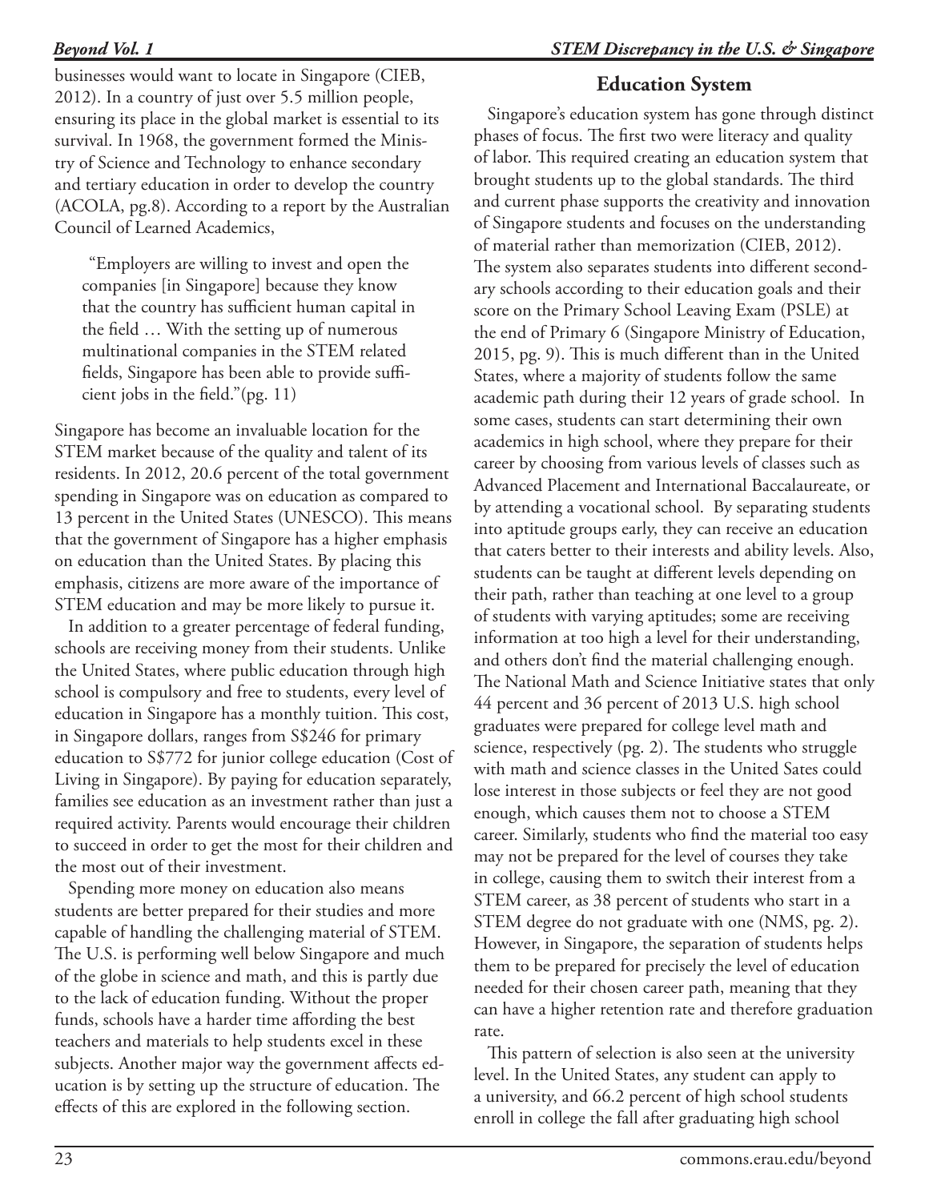businesses would want to locate in Singapore (CIEB, 2012). In a country of just over 5.5 million people, ensuring its place in the global market is essential to its survival. In 1968, the government formed the Ministry of Science and Technology to enhance secondary and tertiary education in order to develop the country (ACOLA, pg.8). According to a report by the Australian Council of Learned Academics,

> "Employers are willing to invest and open the companies [in Singapore] because they know that the country has sufficient human capital in the field … With the setting up of numerous multinational companies in the STEM related fields, Singapore has been able to provide sufficient jobs in the field."(pg. 11)

Singapore has become an invaluable location for the STEM market because of the quality and talent of its residents. In 2012, 20.6 percent of the total government spending in Singapore was on education as compared to 13 percent in the United States (UNESCO). This means that the government of Singapore has a higher emphasis on education than the United States. By placing this emphasis, citizens are more aware of the importance of STEM education and may be more likely to pursue it.

In addition to a greater percentage of federal funding, schools are receiving money from their students. Unlike the United States, where public education through high school is compulsory and free to students, every level of education in Singapore has a monthly tuition. This cost, in Singapore dollars, ranges from S$246 for primary education to S$772 for junior college education (Cost of Living in Singapore). By paying for education separately, families see education as an investment rather than just a required activity. Parents would encourage their children to succeed in order to get the most for their children and the most out of their investment.

Spending more money on education also means students are better prepared for their studies and more capable of handling the challenging material of STEM. The U.S. is performing well below Singapore and much of the globe in science and math, and this is partly due to the lack of education funding. Without the proper funds, schools have a harder time affording the best teachers and materials to help students excel in these subjects. Another major way the government affects education is by setting up the structure of education. The effects of this are explored in the following section.

## Education System

Singapore's education system has gone through distinct phases of focus. The first two were literacy and quality of labor. This required creating an education system that brought students up to the global standards. The third and current phase supports the creativity and innovation of Singapore students and focuses on the understanding of material rather than memorization (CIEB, 2012). The system also separates students into different secondary schools according to their education goals and their score on the Primary School Leaving Exam (PSLE) at the end of Primary 6 (Singapore Ministry of Education, 2015, pg. 9). This is much different than in the United States, where a majority of students follow the same academic path during their 12 years of grade school. In some cases, students can start determining their own academics in high school, where they prepare for their career by choosing from various levels of classes such as Advanced Placement and International Baccalaureate, or by attending a vocational school. By separating students into aptitude groups early, they can receive an education that caters better to their interests and ability levels. Also, students can be taught at different levels depending on their path, rather than teaching at one level to a group of students with varying aptitudes; some are receiving information at too high a level for their understanding, and others don't find the material challenging enough. The National Math and Science Initiative states that only 44 percent and 36 percent of 2013 U.S. high school graduates were prepared for college level math and science, respectively (pg. 2). The students who struggle with math and science classes in the United Sates could lose interest in those subjects or feel they are not good enough, which causes them not to choose a STEM career. Similarly, students who find the material too easy may not be prepared for the level of courses they take in college, causing them to switch their interest from a STEM career, as 38 percent of students who start in a STEM degree do not graduate with one (NMS, pg. 2). However, in Singapore, the separation of students helps them to be prepared for precisely the level of education needed for their chosen career path, meaning that they can have a higher retention rate and therefore graduation rate.

This pattern of selection is also seen at the university level. In the United States, any student can apply to a university, and 66.2 percent of high school students enroll in college the fall after graduating high school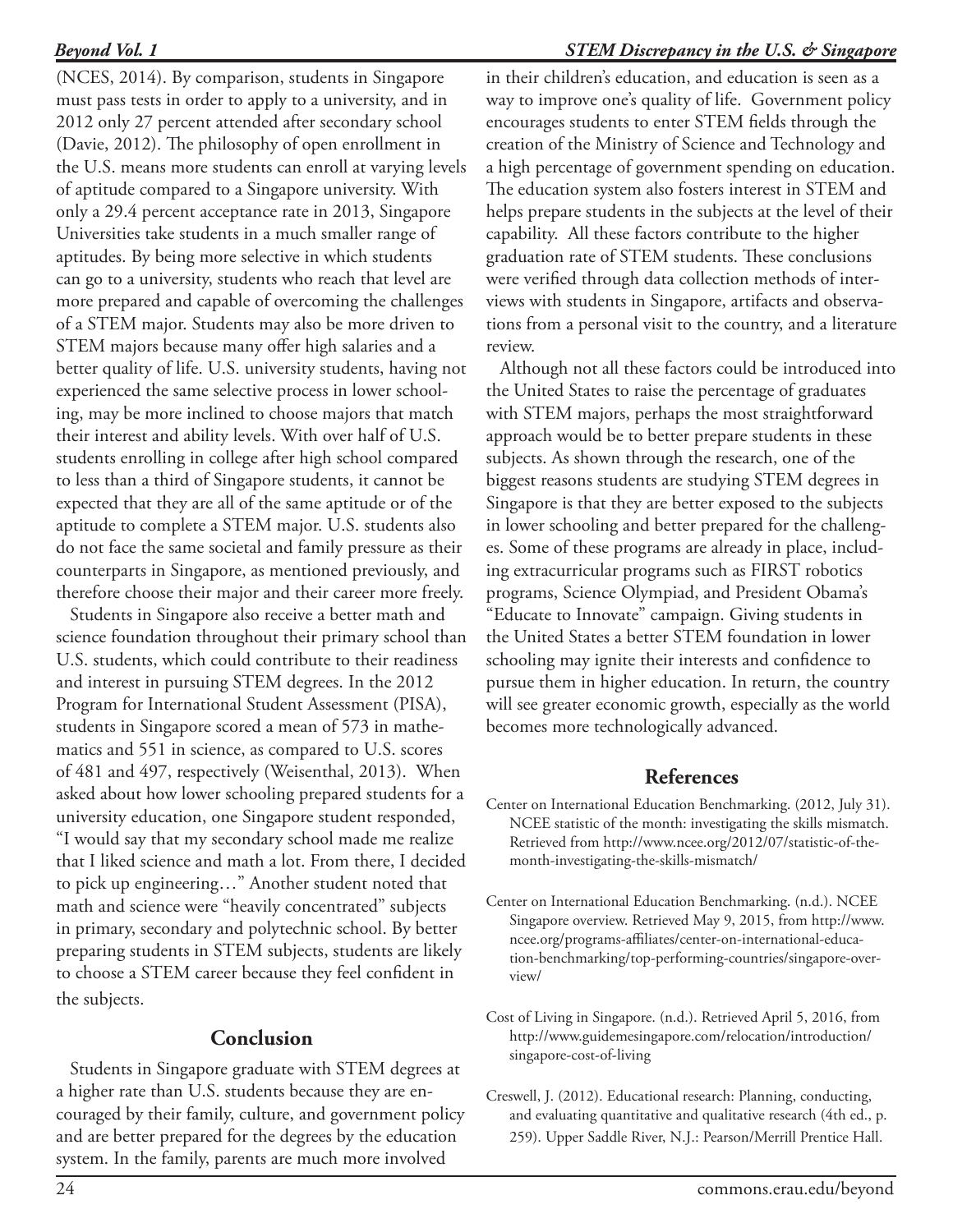(NCES, 2014). By comparison, students in Singapore must pass tests in order to apply to a university, and in 2012 only 27 percent attended after secondary school (Davie, 2012). The philosophy of open enrollment in the U.S. means more students can enroll at varying levels of aptitude compared to a Singapore university. With only a 29.4 percent acceptance rate in 2013, Singapore Universities take students in a much smaller range of aptitudes. By being more selective in which students can go to a university, students who reach that level are more prepared and capable of overcoming the challenges of a STEM major. Students may also be more driven to STEM majors because many offer high salaries and a better quality of life. U.S. university students, having not experienced the same selective process in lower schooling, may be more inclined to choose majors that match their interest and ability levels. With over half of U.S. students enrolling in college after high school compared to less than a third of Singapore students, it cannot be expected that they are all of the same aptitude or of the aptitude to complete a STEM major. U.S. students also do not face the same societal and family pressure as their counterparts in Singapore, as mentioned previously, and therefore choose their major and their career more freely.

Students in Singapore also receive a better math and science foundation throughout their primary school than U.S. students, which could contribute to their readiness and interest in pursuing STEM degrees. In the 2012 Program for International Student Assessment (PISA), students in Singapore scored a mean of 573 in mathematics and 551 in science, as compared to U.S. scores of 481 and 497, respectively (Weisenthal, 2013). When asked about how lower schooling prepared students for a university education, one Singapore student responded, "I would say that my secondary school made me realize that I liked science and math a lot. From there, I decided to pick up engineering…" Another student noted that math and science were "heavily concentrated" subjects in primary, secondary and polytechnic school. By better preparing students in STEM subjects, students are likely to choose a STEM career because they feel confident in the subjects.

## Conclusion

Students in Singapore graduate with STEM degrees at a higher rate than U.S. students because they are encouraged by their family, culture, and government policy and are better prepared for the degrees by the education system. In the family, parents are much more involved in their children's education, and education is seen as a way to improve one's quality of life. Government policy encourages students to enter STEM fields through the creation of the Ministry of Science and Technology and a high percentage of government spending on education. The education system also fosters interest in STEM and helps prepare students in the subjects at the level of their capability. All these factors contribute to the higher graduation rate of STEM students. These conclusions were verified through data collection methods of interviews with students in Singapore, artifacts and observations from a personal visit to the country, and a literature review.

Although not all these factors could be introduced into the United States to raise the percentage of graduates with STEM majors, perhaps the most straightforward approach would be to better prepare students in these subjects. As shown through the research, one of the biggest reasons students are studying STEM degrees in Singapore is that they are better exposed to the subjects in lower schooling and better prepared for the challenges. Some of these programs are already in place, including extracurricular programs such as FIRST robotics programs, Science Olympiad, and President Obama's "Educate to Innovate" campaign. Giving students in the United States a better STEM foundation in lower schooling may ignite their interests and confidence to pursue them in higher education. In return, the country will see greater economic growth, especially as the world becomes more technologically advanced.

## References

Center on International Education Benchmarking. (2012, July 31). NCEE statistic of the month: investigating the skills mismatch. Retrieved from http://www.ncee.org/2012/07/statistic-of-the-month-investigating-the-skills-mismatch/

Center on International Education Benchmarking. (n.d.). NCEE Singapore overview. Retrieved May 9, 2015, from http://www.ncee.org/programs-affiliates/center-on-international-education-benchmarking/top-performing-countries/singapore-overview/

Cost of Living in Singapore. (n.d.). Retrieved April 5, 2016, from http://www.guidemesingapore.com/relocation/introduction/singapore-cost-of-living

Creswell, J. (2012). Educational research: Planning, conducting, and evaluating quantitative and qualitative research (4th ed., p. 259). Upper Saddle River, N.J.: Pearson/Merrill Prentice Hall.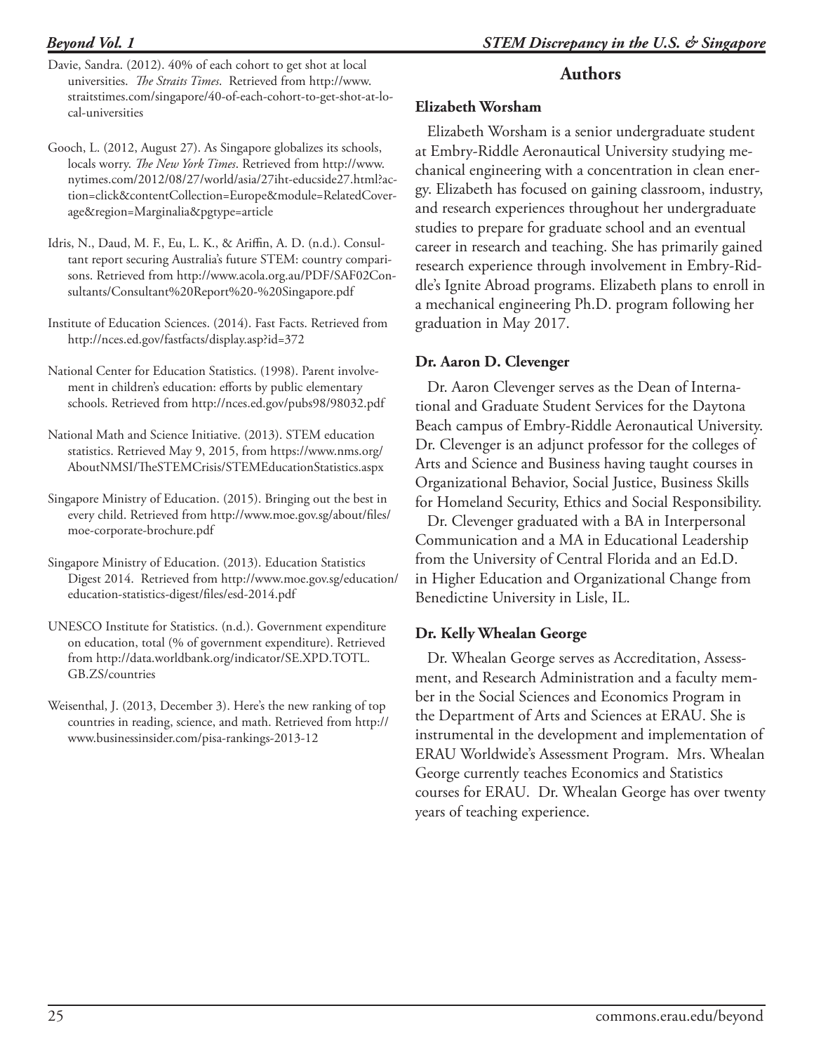Davie, Sandra. (2012). 40% of each cohort to get shot at local universities. *The Straits Times*. Retrieved from http://www.straitstimes.com/singapore/40-of-each-cohort-to-get-shot-at-local-universities

Gooch, L. (2012, August 27). As Singapore globalizes its schools, locals worry. *The New York Times*. Retrieved from http://www.nytimes.com/2012/08/27/world/asia/27iht-educside27.html?action=click&contentCollection=Europe&module=RelatedCoverage&region=Marginalia&pgtype=article

Idris, N., Daud, M. F., Eu, L. K., & Ariffin, A. D. (n.d.). Consultant report securing Australia's future STEM: country comparisons. Retrieved from http://www.acola.org.au/PDF/SAF02Consultants/Consultant%20Report%20-%20Singapore.pdf

Institute of Education Sciences. (2014). Fast Facts. Retrieved from http://nces.ed.gov/fastfacts/display.asp?id=372

National Center for Education Statistics. (1998). Parent involvement in children's education: efforts by public elementary schools. Retrieved from http://nces.ed.gov/pubs98/98032.pdf

National Math and Science Initiative. (2013). STEM education statistics. Retrieved May 9, 2015, from https://www.nms.org/AboutNMSI/TheSTEMCrisis/STEMEducationStatistics.aspx

Singapore Ministry of Education. (2015). Bringing out the best in every child. Retrieved from http://www.moe.gov.sg/about/files/moe-corporate-brochure.pdf

Singapore Ministry of Education. (2013). Education Statistics Digest 2014. Retrieved from http://www.moe.gov.sg/education/education-statistics-digest/files/esd-2014.pdf

UNESCO Institute for Statistics. (n.d.). Government expenditure on education, total (% of government expenditure). Retrieved from http://data.worldbank.org/indicator/SE.XPD.TOTL.GB.ZS/countries

Weisenthal, J. (2013, December 3). Here's the new ranking of top countries in reading, science, and math. Retrieved from http://www.businessinsider.com/pisa-rankings-2013-12

## Authors

### Elizabeth Worsham

Elizabeth Worsham is a senior undergraduate student at Embry-Riddle Aeronautical University studying mechanical engineering with a concentration in clean energy. Elizabeth has focused on gaining classroom, industry, and research experiences throughout her undergraduate studies to prepare for graduate school and an eventual career in research and teaching. She has primarily gained research experience through involvement in Embry-Riddle's Ignite Abroad programs. Elizabeth plans to enroll in a mechanical engineering Ph.D. program following her graduation in May 2017.

### Dr. Aaron D. Clevenger

Dr. Aaron Clevenger serves as the Dean of International and Graduate Student Services for the Daytona Beach campus of Embry-Riddle Aeronautical University. Dr. Clevenger is an adjunct professor for the colleges of Arts and Science and Business having taught courses in Organizational Behavior, Social Justice, Business Skills for Homeland Security, Ethics and Social Responsibility.

Dr. Clevenger graduated with a BA in Interpersonal Communication and a MA in Educational Leadership from the University of Central Florida and an Ed.D. in Higher Education and Organizational Change from Benedictine University in Lisle, IL.

### Dr. Kelly Whealan George

Dr. Whealan George serves as Accreditation, Assessment, and Research Administration and a faculty member in the Social Sciences and Economics Program in the Department of Arts and Sciences at ERAU. She is instrumental in the development and implementation of ERAU Worldwide's Assessment Program. Mrs. Whealan George currently teaches Economics and Statistics courses for ERAU. Dr. Whealan George has over twenty years of teaching experience.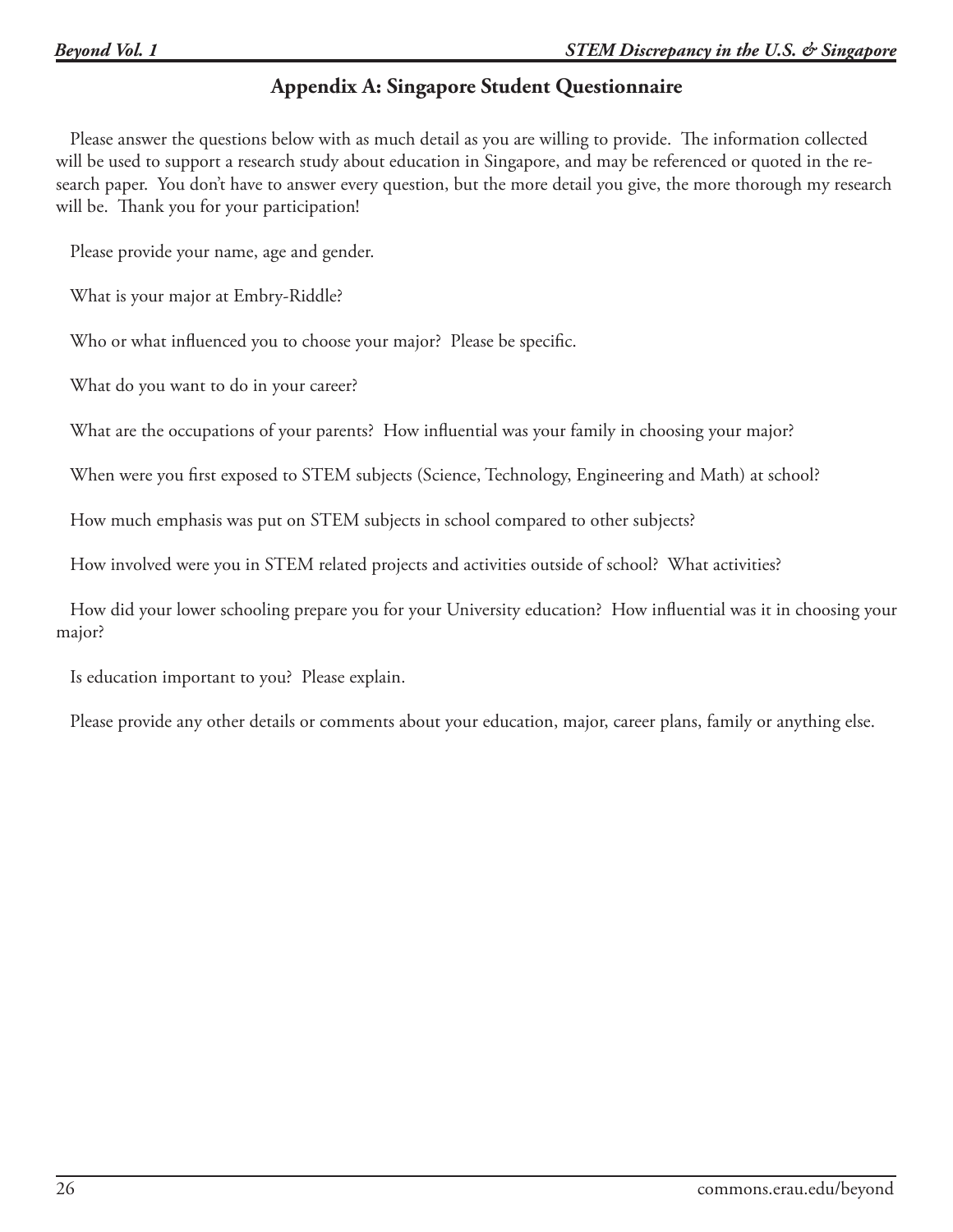## Appendix A: Singapore Student Questionnaire

Please answer the questions below with as much detail as you are willing to provide. The information collected will be used to support a research study about education in Singapore, and may be referenced or quoted in the research paper. You don't have to answer every question, but the more detail you give, the more thorough my research will be. Thank you for your participation!

Please provide your name, age and gender.

What is your major at Embry-Riddle?

Who or what influenced you to choose your major? Please be specific.

What do you want to do in your career?

What are the occupations of your parents? How influential was your family in choosing your major?

When were you first exposed to STEM subjects (Science, Technology, Engineering and Math) at school?

How much emphasis was put on STEM subjects in school compared to other subjects?

How involved were you in STEM related projects and activities outside of school? What activities?

How did your lower schooling prepare you for your University education? How influential was it in choosing your major?

Is education important to you? Please explain.

Please provide any other details or comments about your education, major, career plans, family or anything else.